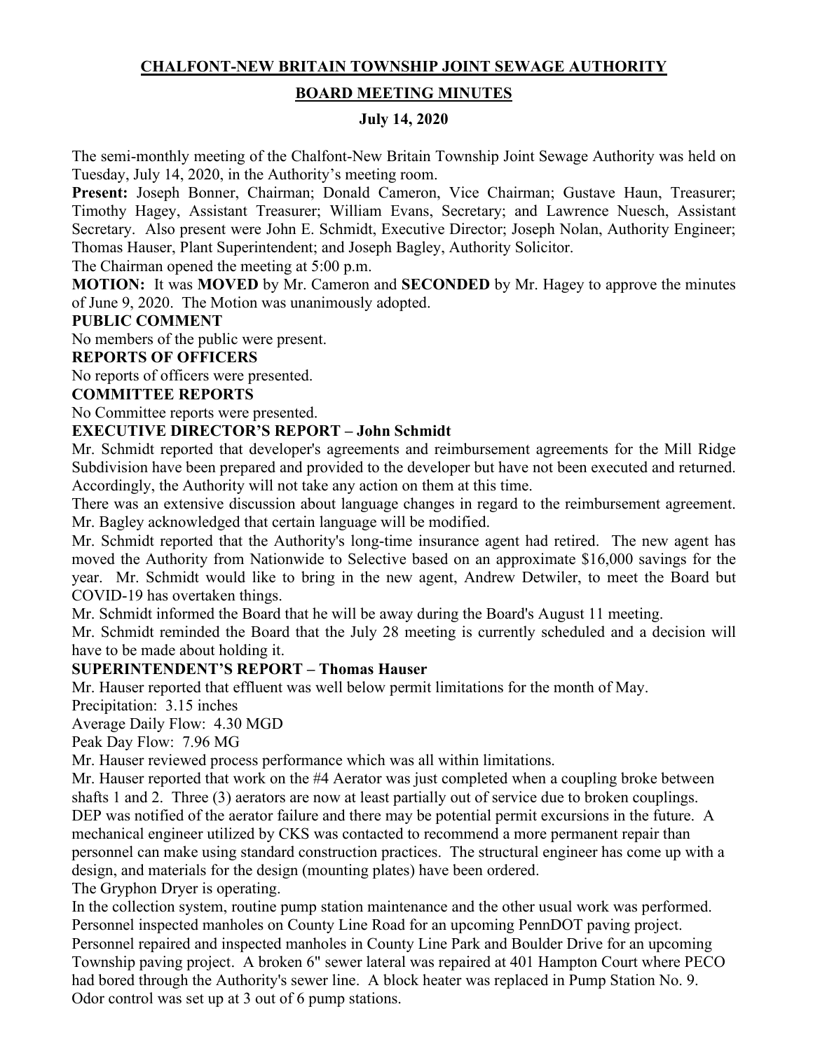# CHALFONT-NEW BRITAIN TOWNSHIP JOINT SEWAGE AUTHORITY

## BOARD MEETING MINUTES

### July 14, 2020

The semi-monthly meeting of the Chalfont-New Britain Township Joint Sewage Authority was held on Tuesday, July 14, 2020, in the Authority's meeting room.

**Present:** Joseph Bonner, Chairman; Donald Cameron, Vice Chairman; Gustave Haun, Treasurer; Timothy Hagey, Assistant Treasurer; William Evans, Secretary; and Lawrence Nuesch, Assistant Secretary. Also present were John E. Schmidt, Executive Director; Joseph Nolan, Authority Engineer; Thomas Hauser, Plant Superintendent; and Joseph Bagley, Authority Solicitor.

The Chairman opened the meeting at 5:00 p.m.

**MOTION:** It was **MOVED** by Mr. Cameron and **SECONDED** by Mr. Hagey to approve the minutes of June 9, 2020. The Motion was unanimously adopted.

**PUBLIC COMMENT**

No members of the public were present.

**REPORTS OF OFFICERS**

No reports of officers were presented.

**COMMITTEE REPORTS**

No Committee reports were presented.

**EXECUTIVE DIRECTOR'S REPORT – John Schmidt**

Mr. Schmidt reported that developer's agreements and reimbursement agreements for the Mill Ridge Subdivision have been prepared and provided to the developer but have not been executed and returned. Accordingly, the Authority will not take any action on them at this time.

There was an extensive discussion about language changes in regard to the reimbursement agreement. Mr. Bagley acknowledged that certain language will be modified.

Mr. Schmidt reported that the Authority's long-time insurance agent had retired. The new agent has moved the Authority from Nationwide to Selective based on an approximate $16,000 savings for the year. Mr. Schmidt would like to bring in the new agent, Andrew Detwiler, to meet the Board but COVID-19 has overtaken things.

Mr. Schmidt informed the Board that he will be away during the Board's August 11 meeting.

Mr. Schmidt reminded the Board that the July 28 meeting is currently scheduled and a decision will have to be made about holding it.

**SUPERINTENDENT'S REPORT – Thomas Hauser**

Mr. Hauser reported that effluent was well below permit limitations for the month of May.

Precipitation: 3.15 inches

Average Daily Flow: 4.30 MGD

Peak Day Flow: 7.96 MG

Mr. Hauser reviewed process performance which was all within limitations.

Mr. Hauser reported that work on the #4 Aerator was just completed when a coupling broke between shafts 1 and 2. Three (3) aerators are now at least partially out of service due to broken couplings. DEP was notified of the aerator failure and there may be potential permit excursions in the future. A mechanical engineer utilized by CKS was contacted to recommend a more permanent repair than personnel can make using standard construction practices. The structural engineer has come up with a design, and materials for the design (mounting plates) have been ordered.

The Gryphon Dryer is operating.

In the collection system, routine pump station maintenance and the other usual work was performed. Personnel inspected manholes on County Line Road for an upcoming PennDOT paving project. Personnel repaired and inspected manholes in County Line Park and Boulder Drive for an upcoming Township paving project. A broken 6" sewer lateral was repaired at 401 Hampton Court where PECO had bored through the Authority's sewer line. A block heater was replaced in Pump Station No. 9. Odor control was set up at 3 out of 6 pump stations.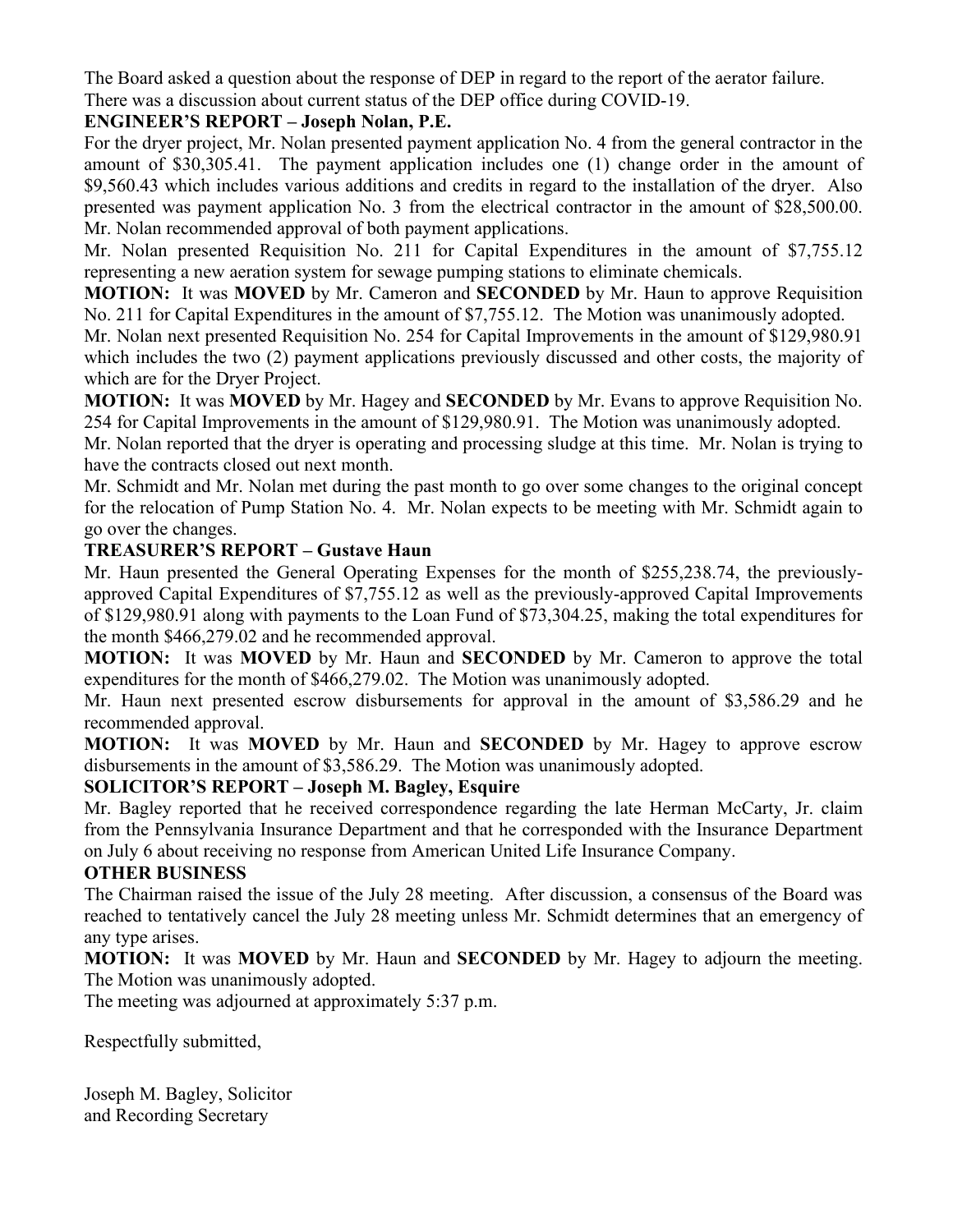The Board asked a question about the response of DEP in regard to the report of the aerator failure. There was a discussion about current status of the DEP office during COVID-19.

**ENGINEER'S REPORT – Joseph Nolan, P.E.**

For the dryer project, Mr. Nolan presented payment application No. 4 from the general contractor in the amount of $30,305.41. The payment application includes one (1) change order in the amount of $9,560.43 which includes various additions and credits in regard to the installation of the dryer. Also presented was payment application No. 3 from the electrical contractor in the amount of $28,500.00. Mr. Nolan recommended approval of both payment applications.

Mr. Nolan presented Requisition No. 211 for Capital Expenditures in the amount of $7,755.12 representing a new aeration system for sewage pumping stations to eliminate chemicals.

**MOTION:** It was **MOVED** by Mr. Cameron and **SECONDED** by Mr. Haun to approve Requisition No. 211 for Capital Expenditures in the amount of $7,755.12. The Motion was unanimously adopted.

Mr. Nolan next presented Requisition No. 254 for Capital Improvements in the amount of $129,980.91 which includes the two (2) payment applications previously discussed and other costs, the majority of which are for the Dryer Project.

**MOTION:** It was **MOVED** by Mr. Hagey and **SECONDED** by Mr. Evans to approve Requisition No. 254 for Capital Improvements in the amount of $129,980.91. The Motion was unanimously adopted.

Mr. Nolan reported that the dryer is operating and processing sludge at this time. Mr. Nolan is trying to have the contracts closed out next month.

Mr. Schmidt and Mr. Nolan met during the past month to go over some changes to the original concept for the relocation of Pump Station No. 4. Mr. Nolan expects to be meeting with Mr. Schmidt again to go over the changes.

**TREASURER'S REPORT – Gustave Haun**

Mr. Haun presented the General Operating Expenses for the month of $255,238.74, the previously-approved Capital Expenditures of $7,755.12 as well as the previously-approved Capital Improvements of $129,980.91 along with payments to the Loan Fund of $73,304.25, making the total expenditures for the month $466,279.02 and he recommended approval.

**MOTION:** It was **MOVED** by Mr. Haun and **SECONDED** by Mr. Cameron to approve the total expenditures for the month of $466,279.02. The Motion was unanimously adopted.

Mr. Haun next presented escrow disbursements for approval in the amount of $3,586.29 and he recommended approval.

**MOTION:** It was **MOVED** by Mr. Haun and **SECONDED** by Mr. Hagey to approve escrow disbursements in the amount of $3,586.29. The Motion was unanimously adopted.

**SOLICITOR'S REPORT – Joseph M. Bagley, Esquire**

Mr. Bagley reported that he received correspondence regarding the late Herman McCarty, Jr. claim from the Pennsylvania Insurance Department and that he corresponded with the Insurance Department on July 6 about receiving no response from American United Life Insurance Company.

**OTHER BUSINESS**

The Chairman raised the issue of the July 28 meeting. After discussion, a consensus of the Board was reached to tentatively cancel the July 28 meeting unless Mr. Schmidt determines that an emergency of any type arises.

**MOTION:** It was **MOVED** by Mr. Haun and **SECONDED** by Mr. Hagey to adjourn the meeting. The Motion was unanimously adopted.

The meeting was adjourned at approximately 5:37 p.m.

Respectfully submitted,

Joseph M. Bagley, Solicitor
and Recording Secretary